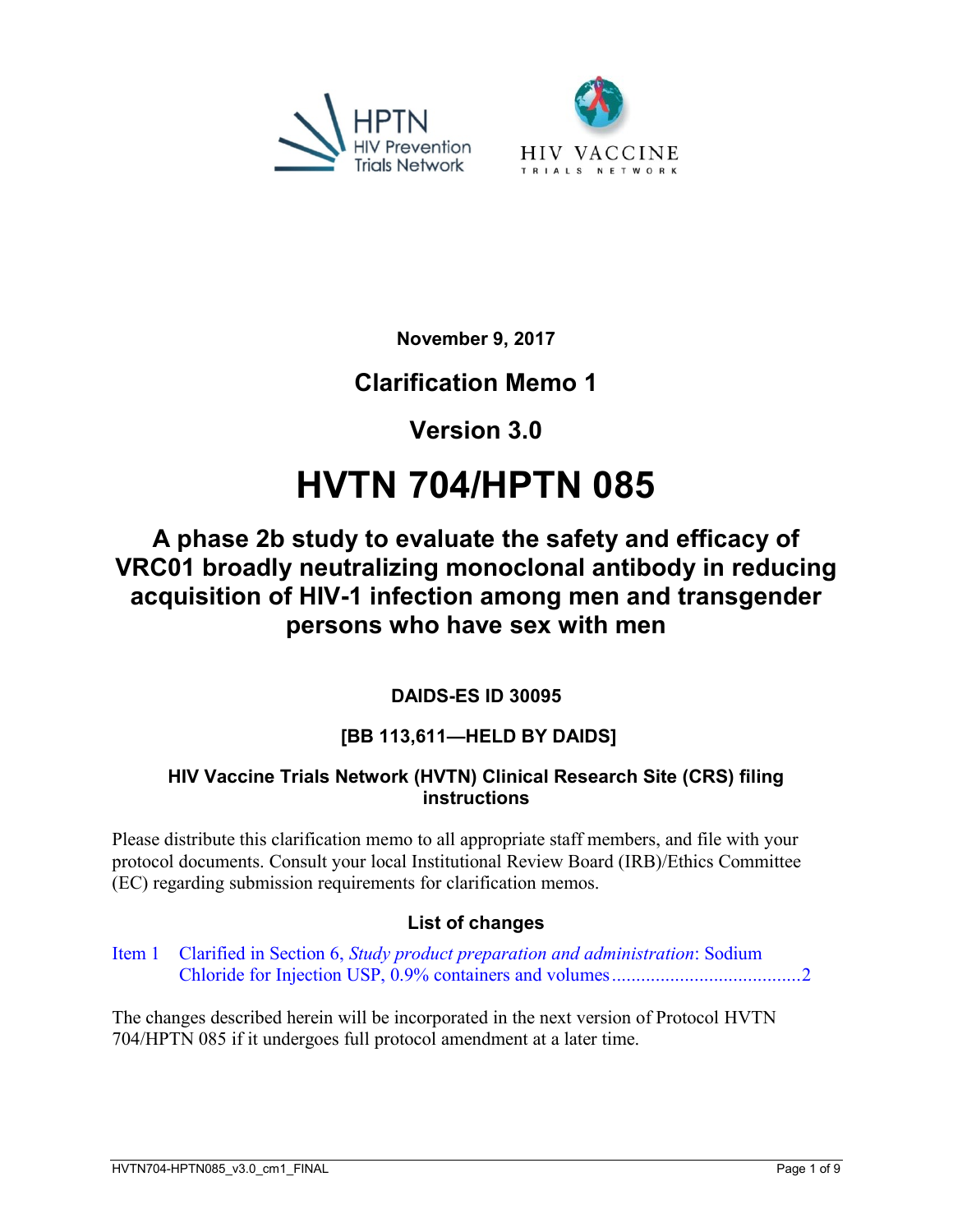HPTN
HIV Prevention Trials Network

HIV VACCINE TRIALS NETWORK

**November 9, 2017**

## Clarification Memo 1

## Version 3.0

# HVTN 704/HPTN 085

## A phase 2b study to evaluate the safety and efficacy of VRC01 broadly neutralizing monoclonal antibody in reducing acquisition of HIV-1 infection among men and transgender persons who have sex with men

**DAIDS-ES ID 30095**

**[BB 113,611—HELD BY DAIDS]**

### HIV Vaccine Trials Network (HVTN) Clinical Research Site (CRS) filing instructions

Please distribute this clarification memo to all appropriate staff members, and file with your protocol documents. Consult your local Institutional Review Board (IRB)/Ethics Committee (EC) regarding submission requirements for clarification memos.

### List of changes

Item 1 Clarified in Section 6, *Study product preparation and administration*: Sodium Chloride for Injection USP, 0.9% containers and volumes......................................2

The changes described herein will be incorporated in the next version of Protocol HVTN 704/HPTN 085 if it undergoes full protocol amendment at a later time.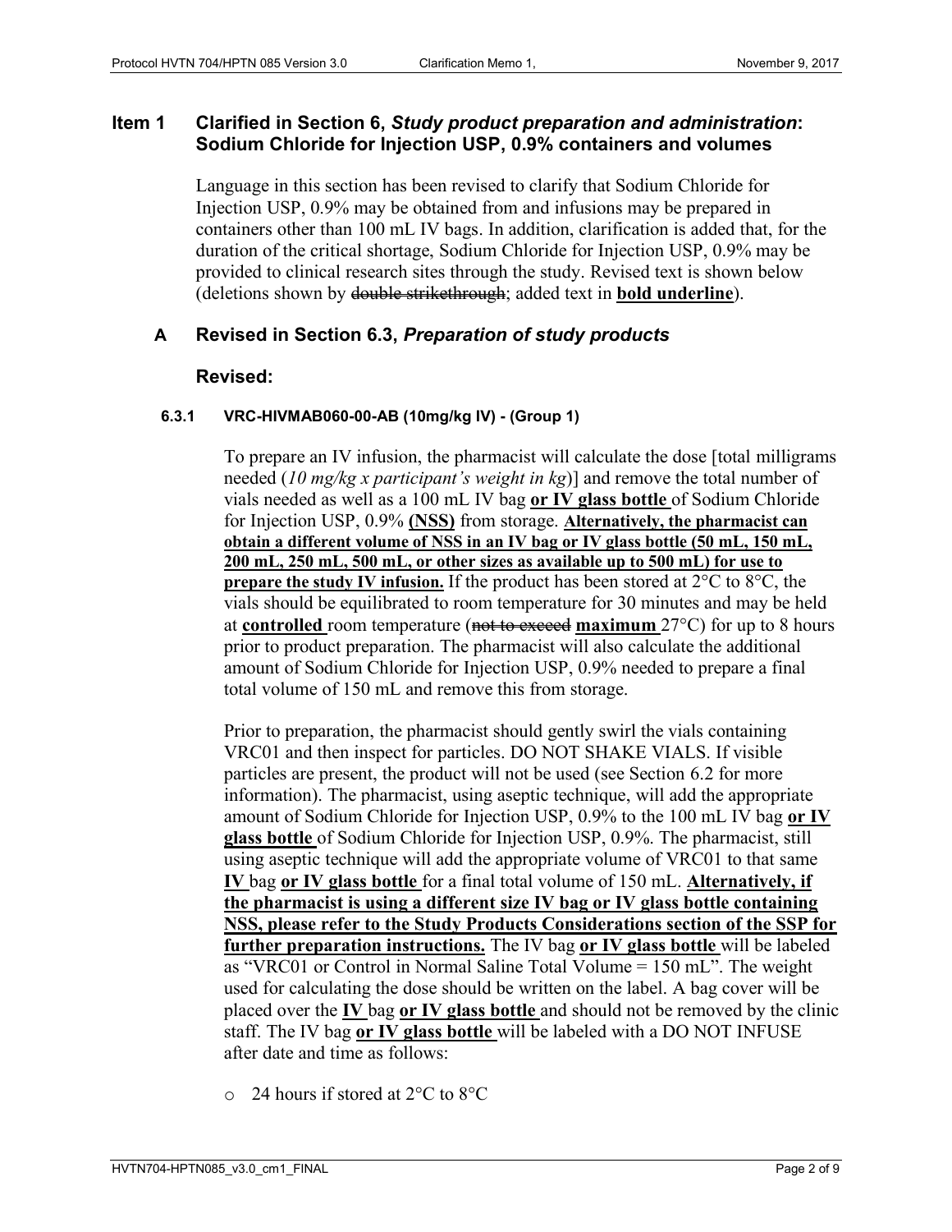## Item 1 Clarified in Section 6, *Study product preparation and administration*: Sodium Chloride for Injection USP, 0.9% containers and volumes

Language in this section has been revised to clarify that Sodium Chloride for Injection USP, 0.9% may be obtained from and infusions may be prepared in containers other than 100 mL IV bags. In addition, clarification is added that, for the duration of the critical shortage, Sodium Chloride for Injection USP, 0.9% may be provided to clinical research sites through the study. Revised text is shown below (deletions shown by ~~double strikethrough~~; added text in **<u>bold underline</u>**).

### A Revised in Section 6.3, *Preparation of study products*

### Revised:

#### 6.3.1 VRC-HIVMAB060-00-AB (10mg/kg IV) - (Group 1)

To prepare an IV infusion, the pharmacist will calculate the dose [total milligrams needed (*10 mg/kg x participant's weight in kg*)] and remove the total number of vials needed as well as a 100 mL IV bag **<u>or IV glass bottle</u>** of Sodium Chloride for Injection USP, 0.9% **<u>(NSS)</u>** from storage. **<u>Alternatively, the pharmacist can obtain a different volume of NSS in an IV bag or IV glass bottle (50 mL, 150 mL, 200 mL, 250 mL, 500 mL, or other sizes as available up to 500 mL) for use to prepare the study IV infusion.</u>** If the product has been stored at 2°C to 8°C, the vials should be equilibrated to room temperature for 30 minutes and may be held at **<u>controlled</u>** room temperature (~~not to exceed~~ **<u>maximum</u>** 27°C) for up to 8 hours prior to product preparation. The pharmacist will also calculate the additional amount of Sodium Chloride for Injection USP, 0.9% needed to prepare a final total volume of 150 mL and remove this from storage.

Prior to preparation, the pharmacist should gently swirl the vials containing VRC01 and then inspect for particles. DO NOT SHAKE VIALS. If visible particles are present, the product will not be used (see Section 6.2 for more information). The pharmacist, using aseptic technique, will add the appropriate amount of Sodium Chloride for Injection USP, 0.9% to the 100 mL IV bag **<u>or IV glass bottle</u>** of Sodium Chloride for Injection USP, 0.9%. The pharmacist, still using aseptic technique will add the appropriate volume of VRC01 to that same **<u>IV</u>** bag **<u>or IV glass bottle</u>** for a final total volume of 150 mL. **<u>Alternatively, if the pharmacist is using a different size IV bag or IV glass bottle containing NSS, please refer to the Study Products Considerations section of the SSP for further preparation instructions.</u>** The IV bag **<u>or IV glass bottle</u>** will be labeled as "VRC01 or Control in Normal Saline Total Volume = 150 mL". The weight used for calculating the dose should be written on the label. A bag cover will be placed over the **<u>IV</u>** bag **<u>or IV glass bottle</u>** and should not be removed by the clinic staff. The IV bag **<u>or IV glass bottle</u>** will be labeled with a DO NOT INFUSE after date and time as follows:

- 24 hours if stored at 2°C to 8°C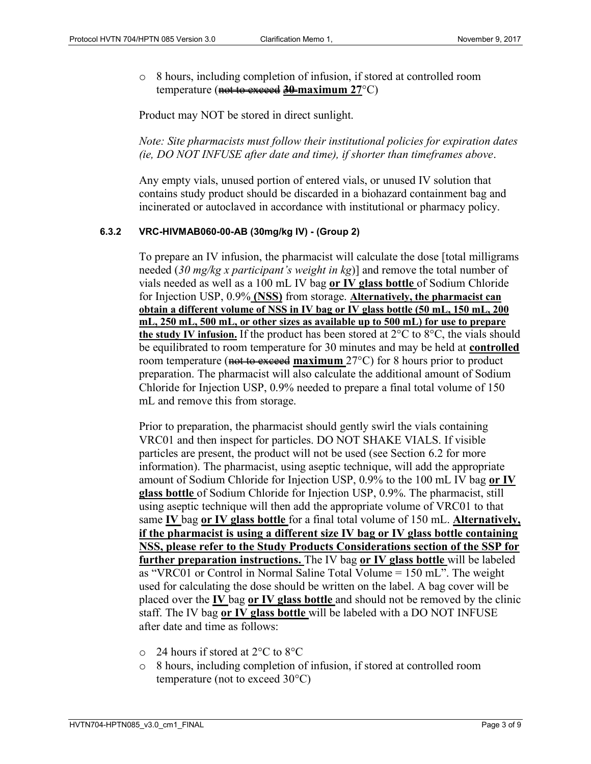- 8 hours, including completion of infusion, if stored at controlled room temperature (~~not to exceed~~ ~~30~~ **maximum 27**°C)

Product may NOT be stored in direct sunlight.

*Note: Site pharmacists must follow their institutional policies for expiration dates (ie, DO NOT INFUSE after date and time), if shorter than timeframes above*.

Any empty vials, unused portion of entered vials, or unused IV solution that contains study product should be discarded in a biohazard containment bag and incinerated or autoclaved in accordance with institutional or pharmacy policy.

#### 6.3.2 VRC-HIVMAB060-00-AB (30mg/kg IV) - (Group 2)

To prepare an IV infusion, the pharmacist will calculate the dose [total milligrams needed (*30 mg/kg x participant's weight in kg*)] and remove the total number of vials needed as well as a 100 mL IV bag <u>**or IV glass bottle**</u> of Sodium Chloride for Injection USP, 0.9% <u>**(NSS)**</u> from storage. <u>**Alternatively, the pharmacist can obtain a different volume of NSS in IV bag or IV glass bottle (50 mL, 150 mL, 200 mL, 250 mL, 500 mL, or other sizes as available up to 500 mL) for use to prepare the study IV infusion.**</u> If the product has been stored at 2°C to 8°C, the vials should be equilibrated to room temperature for 30 minutes and may be held at <u>**controlled**</u> room temperature (~~not to exceed~~ <u>**maximum**</u> 27°C) for 8 hours prior to product preparation. The pharmacist will also calculate the additional amount of Sodium Chloride for Injection USP, 0.9% needed to prepare a final total volume of 150 mL and remove this from storage.

Prior to preparation, the pharmacist should gently swirl the vials containing VRC01 and then inspect for particles. DO NOT SHAKE VIALS. If visible particles are present, the product will not be used (see Section 6.2 for more information). The pharmacist, using aseptic technique, will add the appropriate amount of Sodium Chloride for Injection USP, 0.9% to the 100 mL IV bag <u>**or IV glass bottle**</u> of Sodium Chloride for Injection USP, 0.9%. The pharmacist, still using aseptic technique will then add the appropriate volume of VRC01 to that same <u>**IV**</u> bag <u>**or IV glass bottle**</u> for a final total volume of 150 mL. <u>**Alternatively, if the pharmacist is using a different size IV bag or IV glass bottle containing NSS, please refer to the Study Products Considerations section of the SSP for further preparation instructions.**</u> The IV bag <u>**or IV glass bottle**</u> will be labeled as "VRC01 or Control in Normal Saline Total Volume = 150 mL". The weight used for calculating the dose should be written on the label. A bag cover will be placed over the <u>**IV**</u> bag <u>**or IV glass bottle**</u> and should not be removed by the clinic staff. The IV bag <u>**or IV glass bottle**</u> will be labeled with a DO NOT INFUSE after date and time as follows:

- 24 hours if stored at 2°C to 8°C
- 8 hours, including completion of infusion, if stored at controlled room temperature (not to exceed 30°C)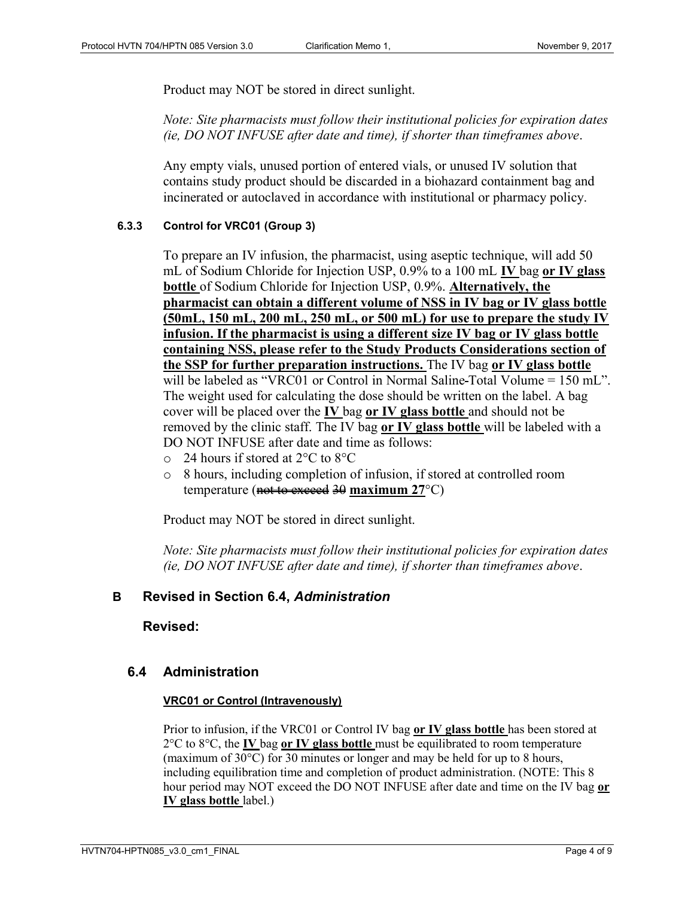Product may NOT be stored in direct sunlight.

*Note: Site pharmacists must follow their institutional policies for expiration dates (ie, DO NOT INFUSE after date and time), if shorter than timeframes above*.

Any empty vials, unused portion of entered vials, or unused IV solution that contains study product should be discarded in a biohazard containment bag and incinerated or autoclaved in accordance with institutional or pharmacy policy.

#### 6.3.3 Control for VRC01 (Group 3)

To prepare an IV infusion, the pharmacist, using aseptic technique, will add 50 mL of Sodium Chloride for Injection USP, 0.9% to a 100 mL **IV** bag **or IV glass bottle** of Sodium Chloride for Injection USP, 0.9%. **Alternatively, the pharmacist can obtain a different volume of NSS in IV bag or IV glass bottle (50mL, 150 mL, 200 mL, 250 mL, or 500 mL) for use to prepare the study IV infusion. If the pharmacist is using a different size IV bag or IV glass bottle containing NSS, please refer to the Study Products Considerations section of the SSP for further preparation instructions.** The IV bag **or IV glass bottle** will be labeled as "VRC01 or Control in Normal Saline-Total Volume = 150 mL". The weight used for calculating the dose should be written on the label. A bag cover will be placed over the **IV** bag **or IV glass bottle** and should not be removed by the clinic staff. The IV bag **or IV glass bottle** will be labeled with a DO NOT INFUSE after date and time as follows:

- 24 hours if stored at 2°C to 8°C
- 8 hours, including completion of infusion, if stored at controlled room temperature (~~not to exceed~~ ~~30~~ **maximum 27**°C)

Product may NOT be stored in direct sunlight.

*Note: Site pharmacists must follow their institutional policies for expiration dates (ie, DO NOT INFUSE after date and time), if shorter than timeframes above*.

## B Revised in Section 6.4, *Administration*

### Revised:

## 6.4 Administration

**VRC01 or Control (Intravenously)**

Prior to infusion, if the VRC01 or Control IV bag **or IV glass bottle** has been stored at 2°C to 8°C, the **IV** bag **or IV glass bottle** must be equilibrated to room temperature (maximum of 30°C) for 30 minutes or longer and may be held for up to 8 hours, including equilibration time and completion of product administration. (NOTE: This 8 hour period may NOT exceed the DO NOT INFUSE after date and time on the IV bag **or IV glass bottle** label.)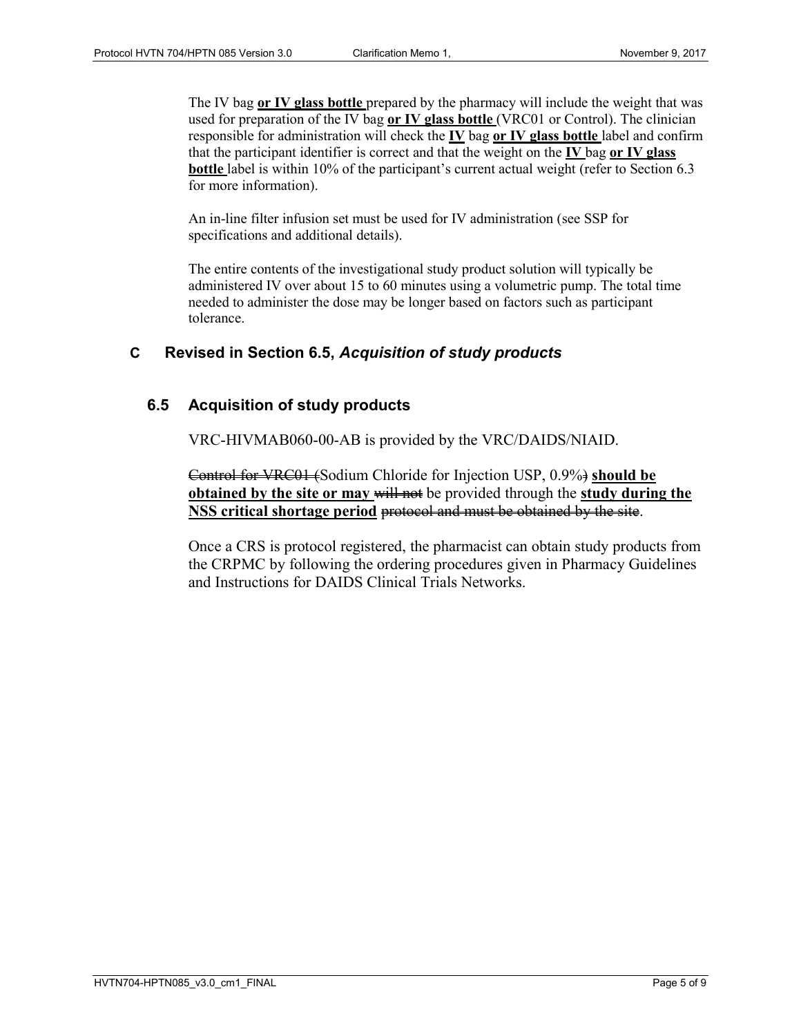The IV bag **or IV glass bottle** prepared by the pharmacy will include the weight that was used for preparation of the IV bag **or IV glass bottle** (VRC01 or Control). The clinician responsible for administration will check the **IV** bag **or IV glass bottle** label and confirm that the participant identifier is correct and that the weight on the **IV** bag **or IV glass bottle** label is within 10% of the participant's current actual weight (refer to Section 6.3 for more information).

An in-line filter infusion set must be used for IV administration (see SSP for specifications and additional details).

The entire contents of the investigational study product solution will typically be administered IV over about 15 to 60 minutes using a volumetric pump. The total time needed to administer the dose may be longer based on factors such as participant tolerance.

## C Revised in Section 6.5, *Acquisition of study products*

### 6.5 Acquisition of study products

VRC-HIVMAB060-00-AB is provided by the VRC/DAIDS/NIAID.

~~Control for VRC01 (~~Sodium Chloride for Injection USP, 0.9%~~)~~ **should be obtained by the site or may** ~~will not~~ be provided through the **study during the NSS critical shortage period** ~~protocol and must be obtained by the site~~.

Once a CRS is protocol registered, the pharmacist can obtain study products from the CRPMC by following the ordering procedures given in Pharmacy Guidelines and Instructions for DAIDS Clinical Trials Networks.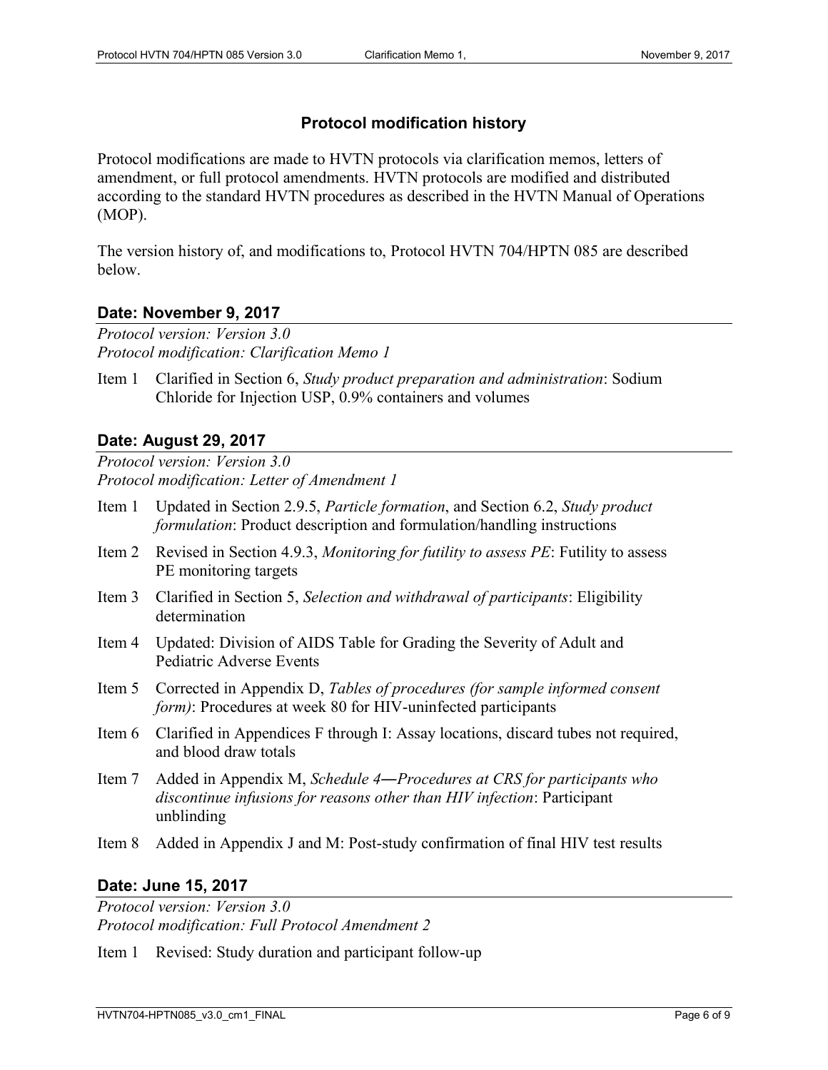## Protocol modification history

Protocol modifications are made to HVTN protocols via clarification memos, letters of amendment, or full protocol amendments. HVTN protocols are modified and distributed according to the standard HVTN procedures as described in the HVTN Manual of Operations (MOP).

The version history of, and modifications to, Protocol HVTN 704/HPTN 085 are described below.

### Date: November 9, 2017

*Protocol version: Version 3.0*
*Protocol modification: Clarification Memo 1*

Item 1 Clarified in Section 6, *Study product preparation and administration*: Sodium Chloride for Injection USP, 0.9% containers and volumes

### Date: August 29, 2017

*Protocol version: Version 3.0*
*Protocol modification: Letter of Amendment 1*

Item 1 Updated in Section 2.9.5, *Particle formation*, and Section 6.2, *Study product formulation*: Product description and formulation/handling instructions

Item 2 Revised in Section 4.9.3, *Monitoring for futility to assess PE*: Futility to assess PE monitoring targets

Item 3 Clarified in Section 5, *Selection and withdrawal of participants*: Eligibility determination

Item 4 Updated: Division of AIDS Table for Grading the Severity of Adult and Pediatric Adverse Events

Item 5 Corrected in Appendix D, *Tables of procedures (for sample informed consent form)*: Procedures at week 80 for HIV-uninfected participants

Item 6 Clarified in Appendices F through I: Assay locations, discard tubes not required, and blood draw totals

Item 7 Added in Appendix M, *Schedule 4—Procedures at CRS for participants who discontinue infusions for reasons other than HIV infection*: Participant unblinding

Item 8 Added in Appendix J and M: Post-study confirmation of final HIV test results

### Date: June 15, 2017

*Protocol version: Version 3.0*
*Protocol modification: Full Protocol Amendment 2*

Item 1 Revised: Study duration and participant follow-up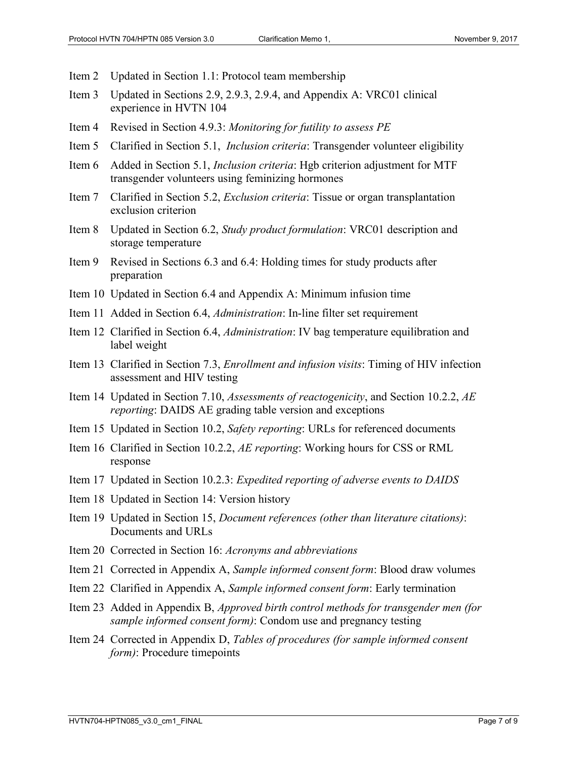Item 2 Updated in Section 1.1: Protocol team membership

Item 3 Updated in Sections 2.9, 2.9.3, 2.9.4, and Appendix A: VRC01 clinical experience in HVTN 104

Item 4 Revised in Section 4.9.3: *Monitoring for futility to assess PE*

Item 5 Clarified in Section 5.1, *Inclusion criteria*: Transgender volunteer eligibility

Item 6 Added in Section 5.1, *Inclusion criteria*: Hgb criterion adjustment for MTF transgender volunteers using feminizing hormones

Item 7 Clarified in Section 5.2, *Exclusion criteria*: Tissue or organ transplantation exclusion criterion

Item 8 Updated in Section 6.2, *Study product formulation*: VRC01 description and storage temperature

Item 9 Revised in Sections 6.3 and 6.4: Holding times for study products after preparation

Item 10 Updated in Section 6.4 and Appendix A: Minimum infusion time

Item 11 Added in Section 6.4, *Administration*: In-line filter set requirement

Item 12 Clarified in Section 6.4, *Administration*: IV bag temperature equilibration and label weight

Item 13 Clarified in Section 7.3, *Enrollment and infusion visits*: Timing of HIV infection assessment and HIV testing

Item 14 Updated in Section 7.10, *Assessments of reactogenicity*, and Section 10.2.2, *AE reporting*: DAIDS AE grading table version and exceptions

Item 15 Updated in Section 10.2, *Safety reporting*: URLs for referenced documents

Item 16 Clarified in Section 10.2.2, *AE reporting*: Working hours for CSS or RML response

Item 17 Updated in Section 10.2.3: *Expedited reporting of adverse events to DAIDS*

Item 18 Updated in Section 14: Version history

Item 19 Updated in Section 15, *Document references (other than literature citations)*: Documents and URLs

Item 20 Corrected in Section 16: *Acronyms and abbreviations*

Item 21 Corrected in Appendix A, *Sample informed consent form*: Blood draw volumes

Item 22 Clarified in Appendix A, *Sample informed consent form*: Early termination

Item 23 Added in Appendix B, *Approved birth control methods for transgender men (for sample informed consent form)*: Condom use and pregnancy testing

Item 24 Corrected in Appendix D, *Tables of procedures (for sample informed consent form)*: Procedure timepoints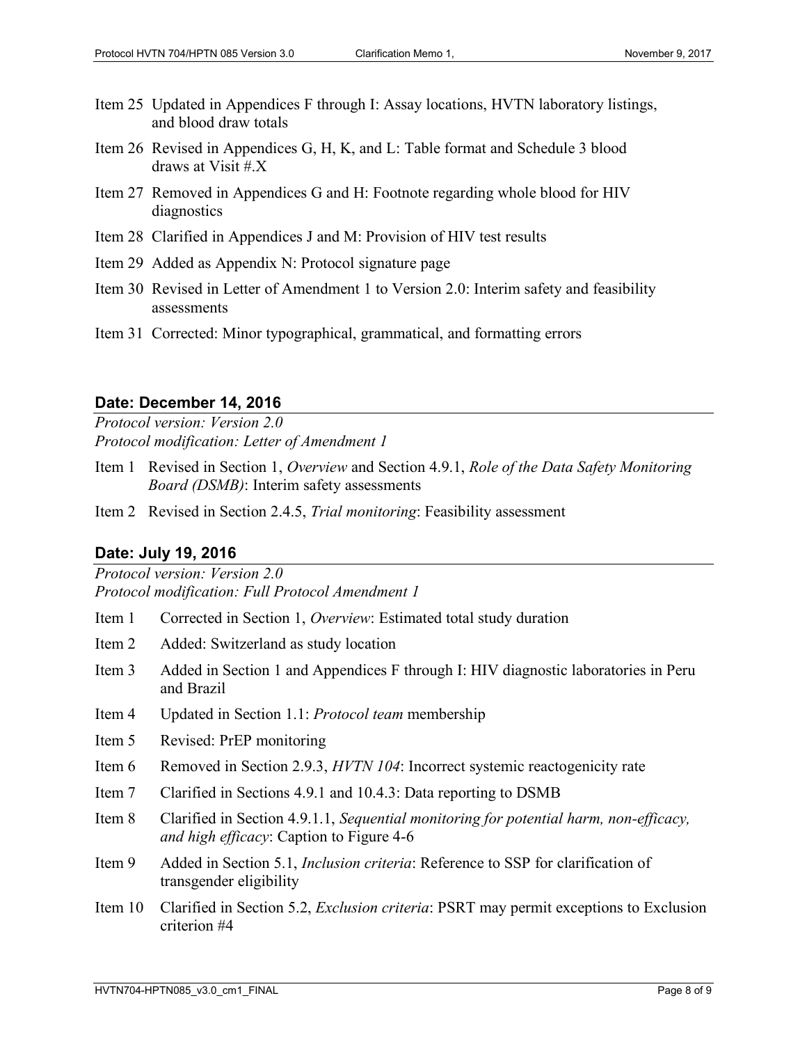Item 25 Updated in Appendices F through I: Assay locations, HVTN laboratory listings, and blood draw totals

Item 26 Revised in Appendices G, H, K, and L: Table format and Schedule 3 blood draws at Visit #.X

Item 27 Removed in Appendices G and H: Footnote regarding whole blood for HIV diagnostics

Item 28 Clarified in Appendices J and M: Provision of HIV test results

Item 29 Added as Appendix N: Protocol signature page

Item 30 Revised in Letter of Amendment 1 to Version 2.0: Interim safety and feasibility assessments

Item 31 Corrected: Minor typographical, grammatical, and formatting errors

### Date: December 14, 2016

*Protocol version: Version 2.0*
*Protocol modification: Letter of Amendment 1*

Item 1 Revised in Section 1, *Overview* and Section 4.9.1, *Role of the Data Safety Monitoring Board (DSMB)*: Interim safety assessments

Item 2 Revised in Section 2.4.5, *Trial monitoring*: Feasibility assessment

### Date: July 19, 2016

*Protocol version: Version 2.0*
*Protocol modification: Full Protocol Amendment 1*

Item 1 Corrected in Section 1, *Overview*: Estimated total study duration

Item 2 Added: Switzerland as study location

Item 3 Added in Section 1 and Appendices F through I: HIV diagnostic laboratories in Peru and Brazil

Item 4 Updated in Section 1.1: *Protocol team* membership

Item 5 Revised: PrEP monitoring

Item 6 Removed in Section 2.9.3, *HVTN 104*: Incorrect systemic reactogenicity rate

Item 7 Clarified in Sections 4.9.1 and 10.4.3: Data reporting to DSMB

Item 8 Clarified in Section 4.9.1.1, *Sequential monitoring for potential harm, non-efficacy, and high efficacy*: Caption to Figure 4-6

Item 9 Added in Section 5.1, *Inclusion criteria*: Reference to SSP for clarification of transgender eligibility

Item 10 Clarified in Section 5.2, *Exclusion criteria*: PSRT may permit exceptions to Exclusion criterion #4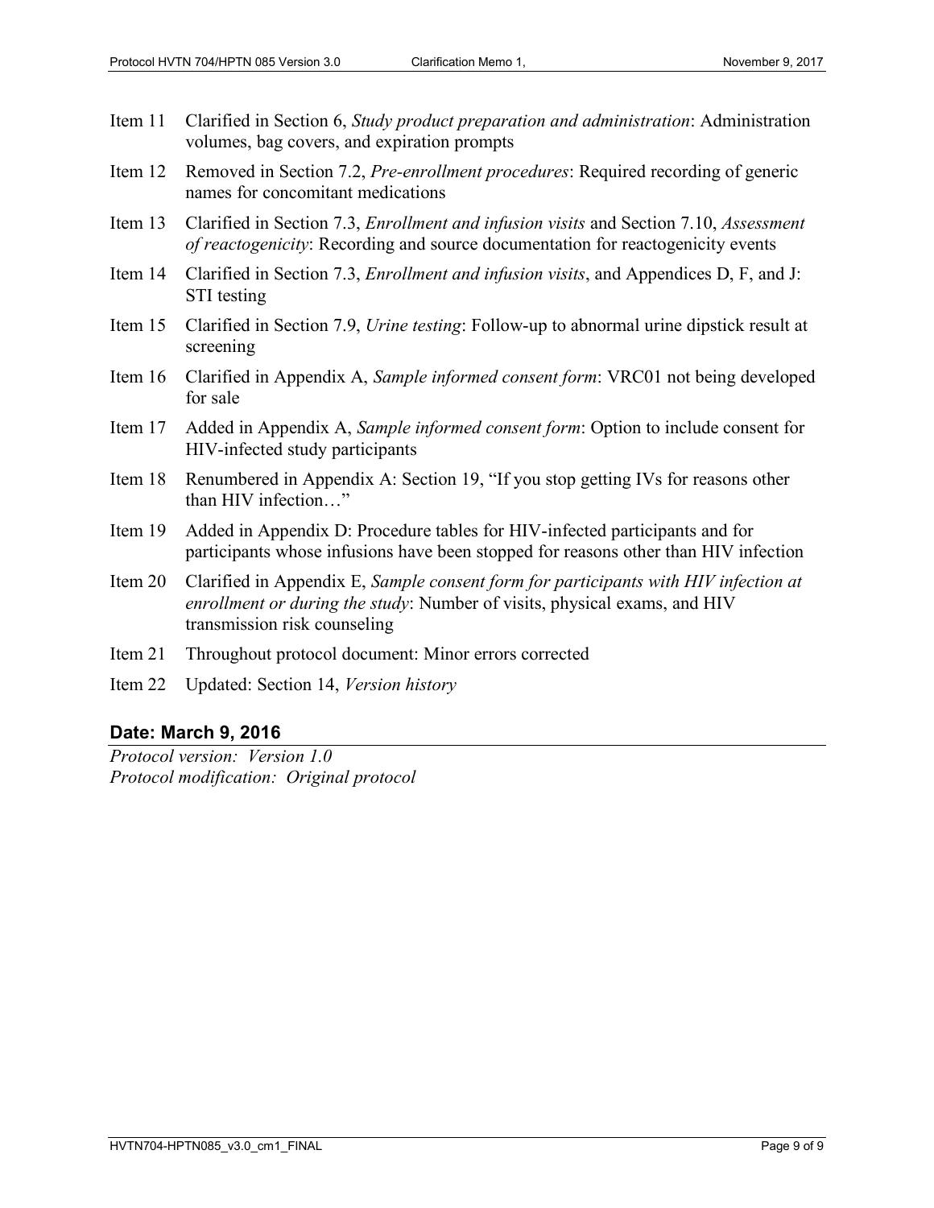Item 11 Clarified in Section 6, *Study product preparation and administration*: Administration volumes, bag covers, and expiration prompts

Item 12 Removed in Section 7.2, *Pre-enrollment procedures*: Required recording of generic names for concomitant medications

Item 13 Clarified in Section 7.3, *Enrollment and infusion visits* and Section 7.10, *Assessment of reactogenicity*: Recording and source documentation for reactogenicity events

Item 14 Clarified in Section 7.3, *Enrollment and infusion visits*, and Appendices D, F, and J: STI testing

Item 15 Clarified in Section 7.9, *Urine testing*: Follow-up to abnormal urine dipstick result at screening

Item 16 Clarified in Appendix A, *Sample informed consent form*: VRC01 not being developed for sale

Item 17 Added in Appendix A, *Sample informed consent form*: Option to include consent for HIV-infected study participants

Item 18 Renumbered in Appendix A: Section 19, "If you stop getting IVs for reasons other than HIV infection…"

Item 19 Added in Appendix D: Procedure tables for HIV-infected participants and for participants whose infusions have been stopped for reasons other than HIV infection

Item 20 Clarified in Appendix E, *Sample consent form for participants with HIV infection at enrollment or during the study*: Number of visits, physical exams, and HIV transmission risk counseling

Item 21 Throughout protocol document: Minor errors corrected

Item 22 Updated: Section 14, *Version history*

### Date: March 9, 2016

*Protocol version: Version 1.0*
*Protocol modification: Original protocol*